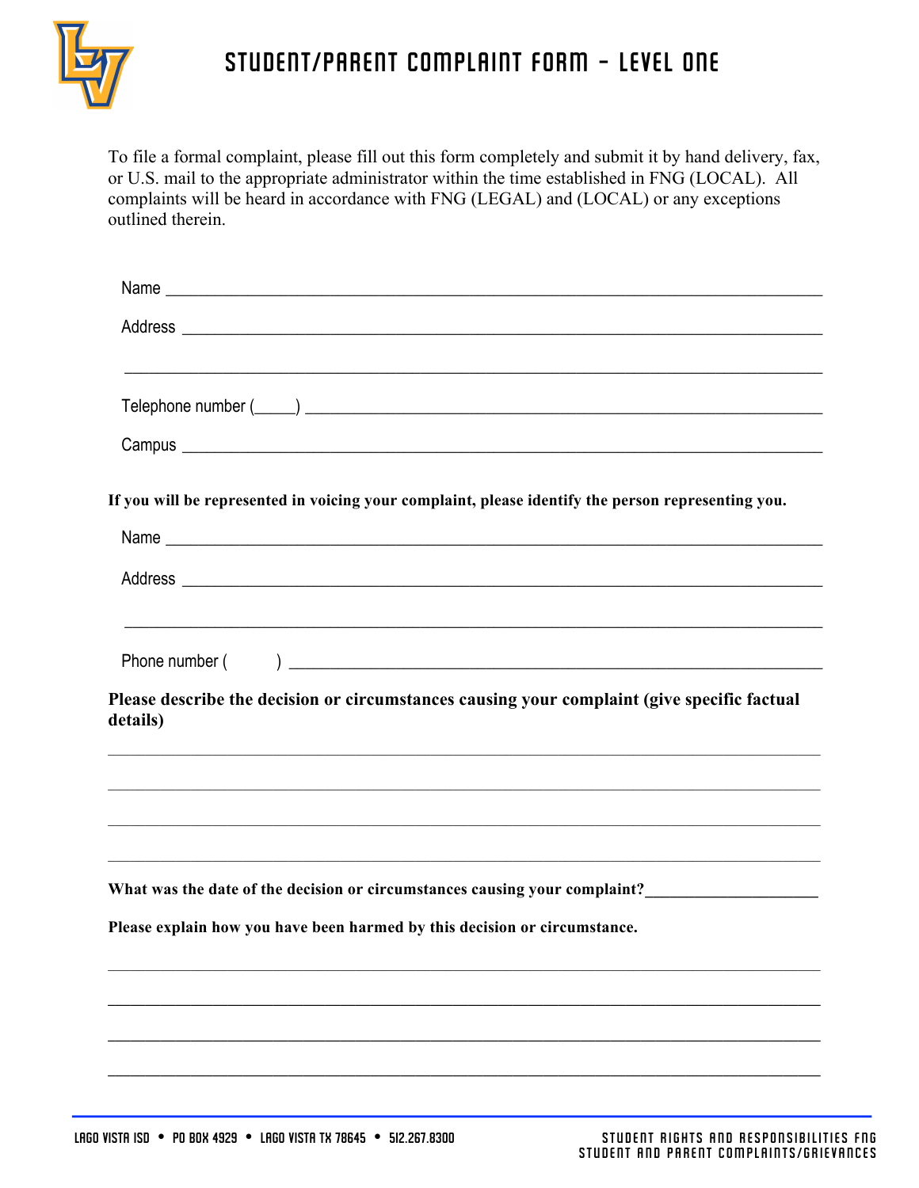# STUDENT/PARENT COMPLAINT FORM – LEVEL ONE

To file a formal complaint, please fill out this form completely and submit it by hand delivery, fax, or U.S. mail to the appropriate administrator within the time established in FNG (LOCAL). All complaints will be heard in accordance with FNG (LEGAL) and (LOCAL) or any exceptions outlined therein.

Name ___________________________________________________________________________

Address _________________________________________________________________________

_______________________________________________________________________________

Telephone number (_____) _______________________________________________________

Campus _________________________________________________________________________

**If you will be represented in voicing your complaint, please identify the person representing you.**

Name ___________________________________________________________________________

Address _________________________________________________________________________

_______________________________________________________________________________

Phone number (        ) _________________________________________________________

**Please describe the decision or circumstances causing your complaint (give specific factual details)**

_______________________________________________________________________________

_______________________________________________________________________________

_______________________________________________________________________________

_______________________________________________________________________________

**What was the date of the decision or circumstances causing your complaint?**_____________________

**Please explain how you have been harmed by this decision or circumstance.**

_______________________________________________________________________________

_______________________________________________________________________________

_______________________________________________________________________________

_______________________________________________________________________________

LAGO VISTA ISD • PO BOX 4929 • LAGO VISTA TX 78645 • 512.267.8300

STUDENT RIGHTS AND RESPONSIBILITIES FNG
STUDENT AND PARENT COMPLAINTS/GRIEVANCES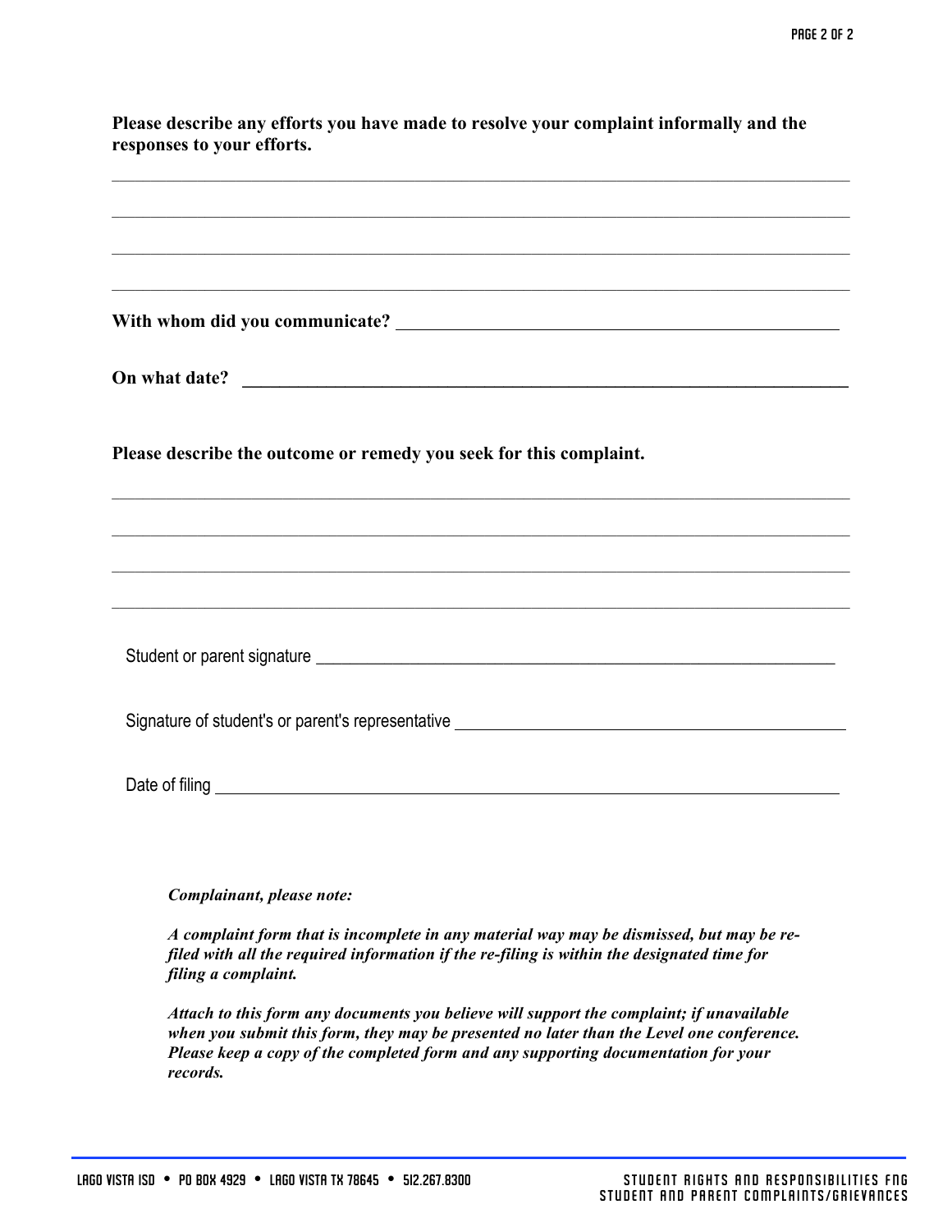**Please describe any efforts you have made to resolve your complaint informally and the responses to your efforts.**

\_\_\_\_\_\_\_\_\_\_\_\_\_\_\_\_\_\_\_\_\_\_\_\_\_\_\_\_\_\_\_\_\_\_\_\_\_\_\_\_\_\_\_\_\_\_\_\_\_\_\_\_\_\_\_\_\_\_\_\_\_\_\_\_\_\_\_\_\_\_\_\_\_\_\_\_

\_\_\_\_\_\_\_\_\_\_\_\_\_\_\_\_\_\_\_\_\_\_\_\_\_\_\_\_\_\_\_\_\_\_\_\_\_\_\_\_\_\_\_\_\_\_\_\_\_\_\_\_\_\_\_\_\_\_\_\_\_\_\_\_\_\_\_\_\_\_\_\_\_\_\_\_

\_\_\_\_\_\_\_\_\_\_\_\_\_\_\_\_\_\_\_\_\_\_\_\_\_\_\_\_\_\_\_\_\_\_\_\_\_\_\_\_\_\_\_\_\_\_\_\_\_\_\_\_\_\_\_\_\_\_\_\_\_\_\_\_\_\_\_\_\_\_\_\_\_\_\_\_

\_\_\_\_\_\_\_\_\_\_\_\_\_\_\_\_\_\_\_\_\_\_\_\_\_\_\_\_\_\_\_\_\_\_\_\_\_\_\_\_\_\_\_\_\_\_\_\_\_\_\_\_\_\_\_\_\_\_\_\_\_\_\_\_\_\_\_\_\_\_\_\_\_\_\_\_

**With whom did you communicate?** \_\_\_\_\_\_\_\_\_\_\_\_\_\_\_\_\_\_\_\_\_\_\_\_\_\_\_\_\_\_\_\_\_\_\_\_\_\_\_\_\_\_\_\_\_\_

**On what date?** \_\_\_\_\_\_\_\_\_\_\_\_\_\_\_\_\_\_\_\_\_\_\_\_\_\_\_\_\_\_\_\_\_\_\_\_\_\_\_\_\_\_\_\_\_\_\_\_\_\_\_\_\_\_\_\_\_\_\_\_\_\_

**Please describe the outcome or remedy you seek for this complaint.**

\_\_\_\_\_\_\_\_\_\_\_\_\_\_\_\_\_\_\_\_\_\_\_\_\_\_\_\_\_\_\_\_\_\_\_\_\_\_\_\_\_\_\_\_\_\_\_\_\_\_\_\_\_\_\_\_\_\_\_\_\_\_\_\_\_\_\_\_\_\_\_\_\_\_\_\_

\_\_\_\_\_\_\_\_\_\_\_\_\_\_\_\_\_\_\_\_\_\_\_\_\_\_\_\_\_\_\_\_\_\_\_\_\_\_\_\_\_\_\_\_\_\_\_\_\_\_\_\_\_\_\_\_\_\_\_\_\_\_\_\_\_\_\_\_\_\_\_\_\_\_\_\_

\_\_\_\_\_\_\_\_\_\_\_\_\_\_\_\_\_\_\_\_\_\_\_\_\_\_\_\_\_\_\_\_\_\_\_\_\_\_\_\_\_\_\_\_\_\_\_\_\_\_\_\_\_\_\_\_\_\_\_\_\_\_\_\_\_\_\_\_\_\_\_\_\_\_\_\_

\_\_\_\_\_\_\_\_\_\_\_\_\_\_\_\_\_\_\_\_\_\_\_\_\_\_\_\_\_\_\_\_\_\_\_\_\_\_\_\_\_\_\_\_\_\_\_\_\_\_\_\_\_\_\_\_\_\_\_\_\_\_\_\_\_\_\_\_\_\_\_\_\_\_\_\_

Student or parent signature \_\_\_\_\_\_\_\_\_\_\_\_\_\_\_\_\_\_\_\_\_\_\_\_\_\_\_\_\_\_\_\_\_\_\_\_\_\_\_\_\_\_\_\_\_\_\_\_\_\_\_\_\_\_\_\_\_

Signature of student's or parent's representative \_\_\_\_\_\_\_\_\_\_\_\_\_\_\_\_\_\_\_\_\_\_\_\_\_\_\_\_\_\_\_\_\_\_\_\_\_\_\_\_

Date of filing \_\_\_\_\_\_\_\_\_\_\_\_\_\_\_\_\_\_\_\_\_\_\_\_\_\_\_\_\_\_\_\_\_\_\_\_\_\_\_\_\_\_\_\_\_\_\_\_\_\_\_\_\_\_\_\_\_\_\_\_\_\_\_\_\_

***Complainant, please note:***

***A complaint form that is incomplete in any material way may be dismissed, but may be re-filed with all the required information if the re-filing is within the designated time for filing a complaint.***

***Attach to this form any documents you believe will support the complaint; if unavailable when you submit this form, they may be presented no later than the Level one conference. Please keep a copy of the completed form and any supporting documentation for your records.***